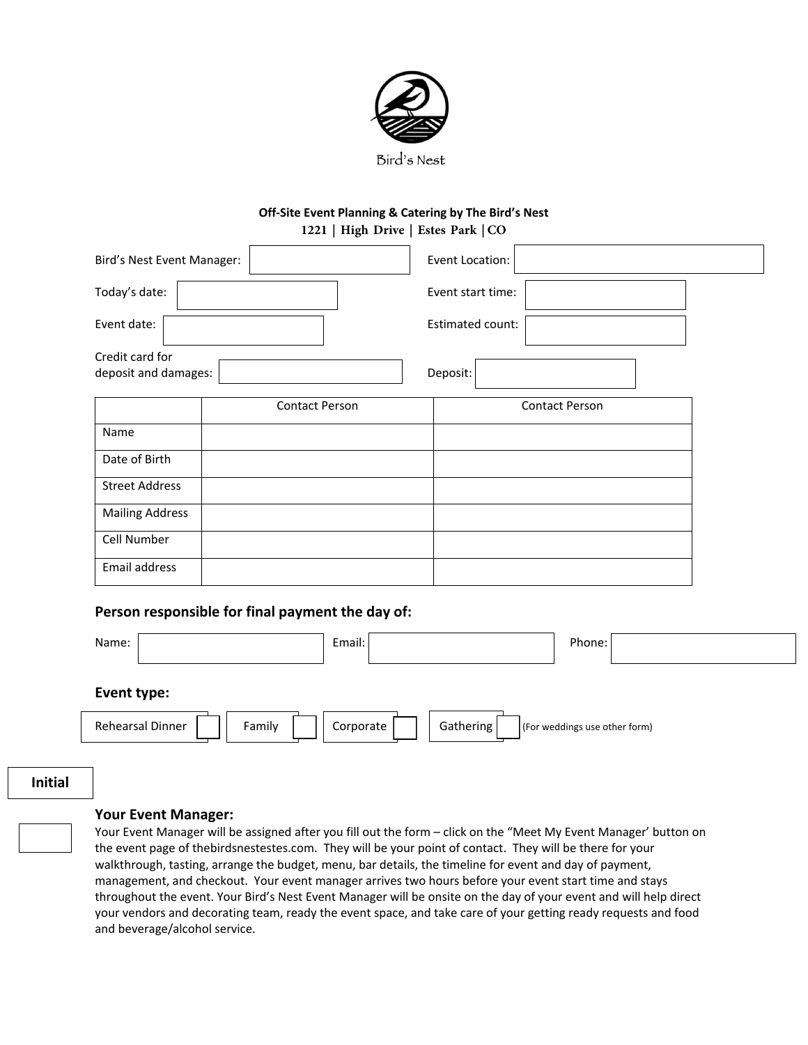Bird's Nest

**Off-Site Event Planning & Catering by The Bird's Nest**

**1221 | High Drive | Estes Park | CO**

Bird's Nest Event Manager: ____________ Event Location: ____________

Today's date: ____________ Event start time: ____________

Event date: ____________ Estimated count: ____________

Credit card for deposit and damages: ____________ Deposit: ____________

| | Contact Person | Contact Person |
|---|---|---|
| Name | | |
| Date of Birth | | |
| Street Address | | |
| Mailing Address | | |
| Cell Number | | |
| Email address | | |

### Person responsible for final payment the day of:

Name: ____________ Email: ____________ Phone: ____________

### Event type:

Rehearsal Dinner ☐ Family ☐ Corporate ☐ Gathering ☐ (For weddings use other form)

**Initial**

☐

### Your Event Manager:

Your Event Manager will be assigned after you fill out the form – click on the "Meet My Event Manager' button on the event page of thebirdsnestestes.com. They will be your point of contact. They will be there for your walkthrough, tasting, arrange the budget, menu, bar details, the timeline for event and day of payment, management, and checkout. Your event manager arrives two hours before your event start time and stays throughout the event. Your Bird's Nest Event Manager will be onsite on the day of your event and will help direct your vendors and decorating team, ready the event space, and take care of your getting ready requests and food and beverage/alcohol service.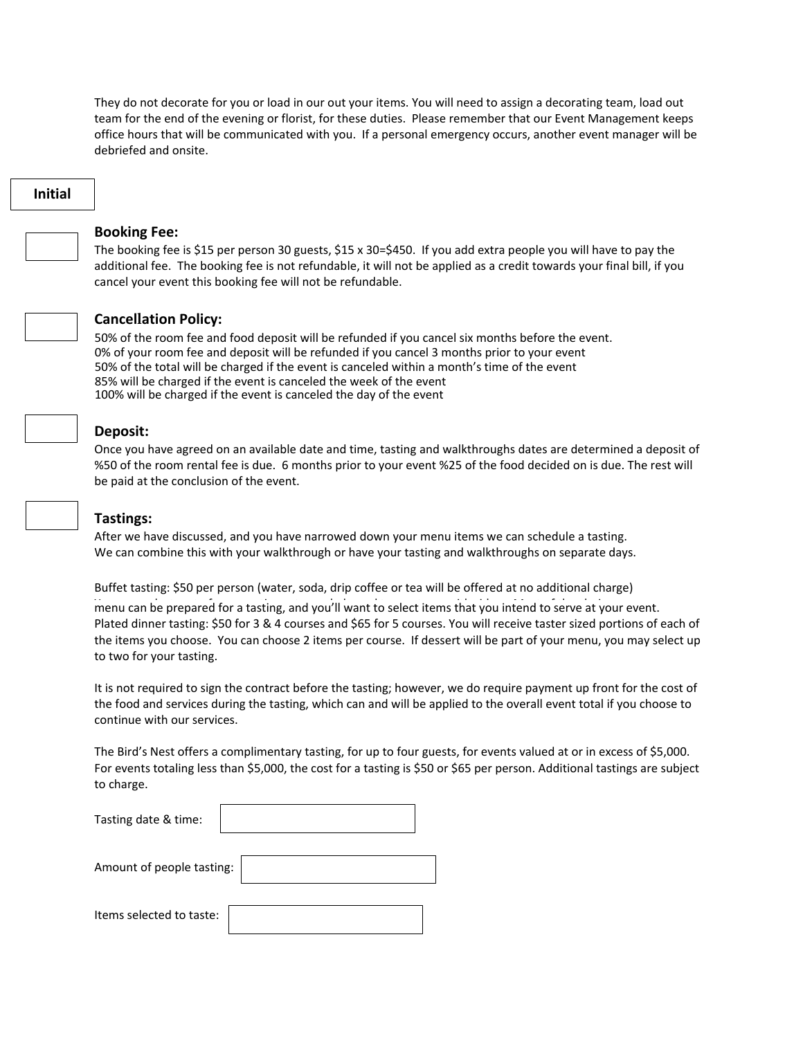They do not decorate for you or load in our out your items. You will need to assign a decorating team, load out team for the end of the evening or florist, for these duties. Please remember that our Event Management keeps office hours that will be communicated with you. If a personal emergency occurs, another event manager will be debriefed and onsite.

**Initial**

### Booking Fee:

The booking fee is $15 per person 30 guests, $15 x 30=$450. If you add extra people you will have to pay the additional fee. The booking fee is not refundable, it will not be applied as a credit towards your final bill, if you cancel your event this booking fee will not be refundable.

### Cancellation Policy:

50% of the room fee and food deposit will be refunded if you cancel six months before the event.
0% of your room fee and deposit will be refunded if you cancel 3 months prior to your event
50% of the total will be charged if the event is canceled within a month's time of the event
85% will be charged if the event is canceled the week of the event
100% will be charged if the event is canceled the day of the event

### Deposit:

Once you have agreed on an available date and time, tasting and walkthroughs dates are determined a deposit of %50 of the room rental fee is due. 6 months prior to your event %25 of the food decided on is due. The rest will be paid at the conclusion of the event.

### Tastings:

After we have discussed, and you have narrowed down your menu items we can schedule a tasting.
We can combine this with your walkthrough or have your tasting and walkthroughs on separate days.

Buffet tasting: $50 per person (water, soda, drip coffee or tea will be offered at no additional charge)
menu can be prepared for a tasting, and you'll want to select items that you intend to serve at your event.
Plated dinner tasting: $50 for 3 & 4 courses and $65 for 5 courses. You will receive taster sized portions of each of the items you choose. You can choose 2 items per course. If dessert will be part of your menu, you may select up to two for your tasting.

It is not required to sign the contract before the tasting; however, we do require payment up front for the cost of the food and services during the tasting, which can and will be applied to the overall event total if you choose to continue with our services.

The Bird's Nest offers a complimentary tasting, for up to four guests, for events valued at or in excess of $5,000. For events totaling less than $5,000, the cost for a tasting is $50 or $65 per person. Additional tastings are subject to charge.

Tasting date & time:

Amount of people tasting:

Items selected to taste: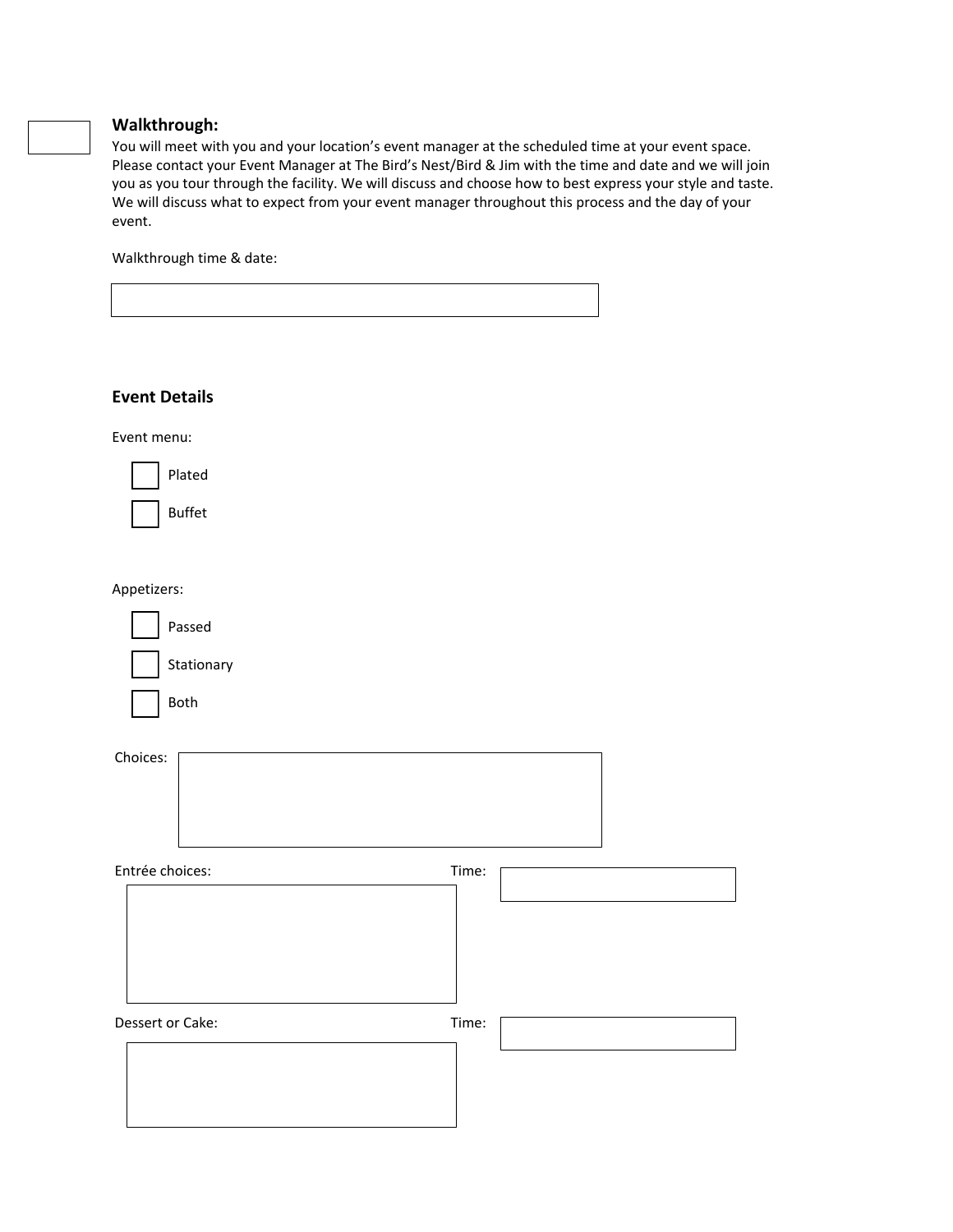## Walkthrough:

You will meet with you and your location's event manager at the scheduled time at your event space. Please contact your Event Manager at The Bird's Nest/Bird & Jim with the time and date and we will join you as you tour through the facility. We will discuss and choose how to best express your style and taste. We will discuss what to expect from your event manager throughout this process and the day of your event.

Walkthrough time & date:

## Event Details

Event menu:

- [ ] Plated
- [ ] Buffet

Appetizers:

- [ ] Passed
- [ ] Stationary
- [ ] Both

Choices:

Entrée choices:

Time:

Dessert or Cake:

Time: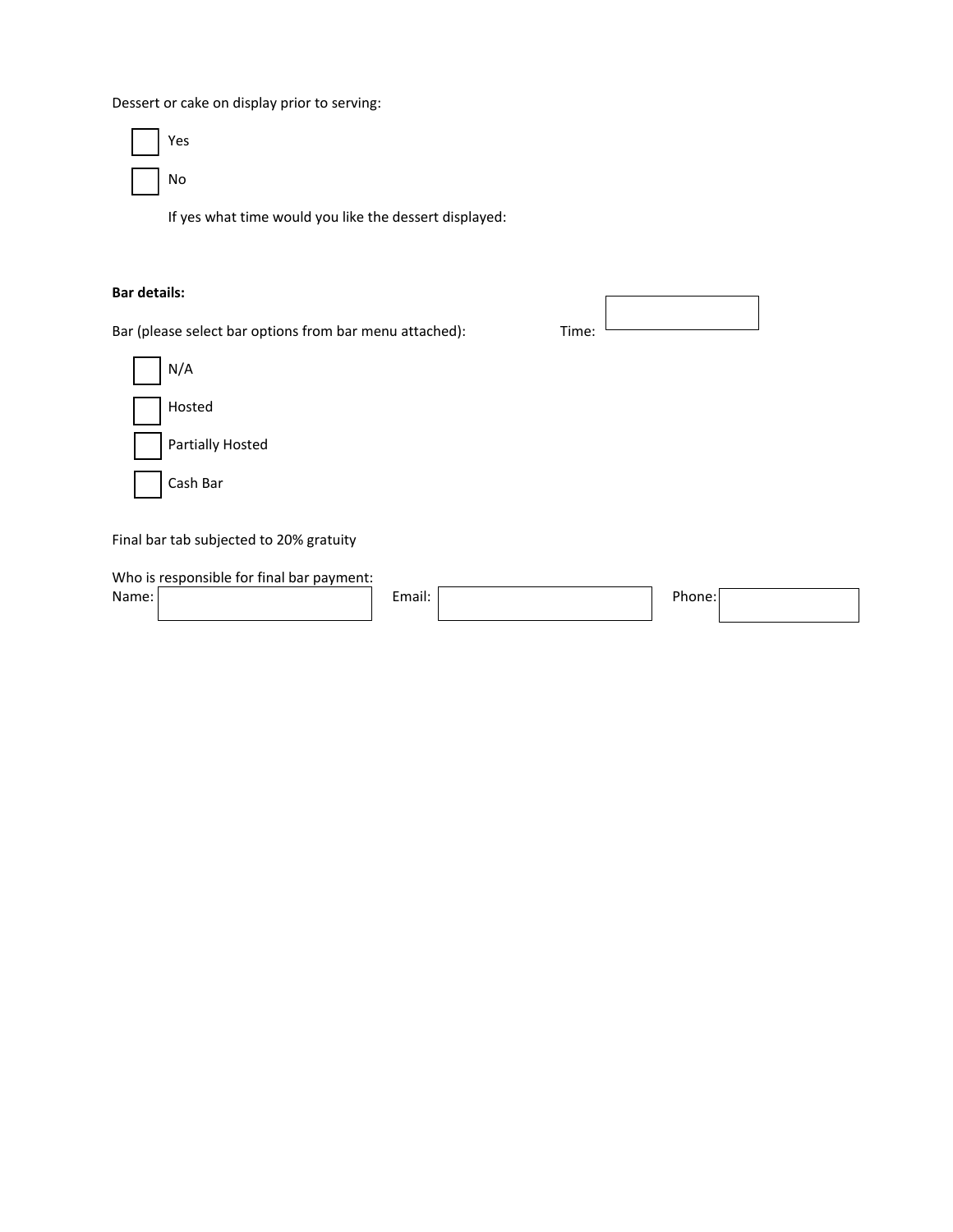Dessert or cake on display prior to serving:

- [ ] Yes
- [ ] No

If yes what time would you like the dessert displayed:

**Bar details:**

Bar (please select bar options from bar menu attached): Time: ____________

- [ ] N/A
- [ ] Hosted
- [ ] Partially Hosted
- [ ] Cash Bar

Final bar tab subjected to 20% gratuity

Who is responsible for final bar payment:
Name: ____________ Email: ____________ Phone: ____________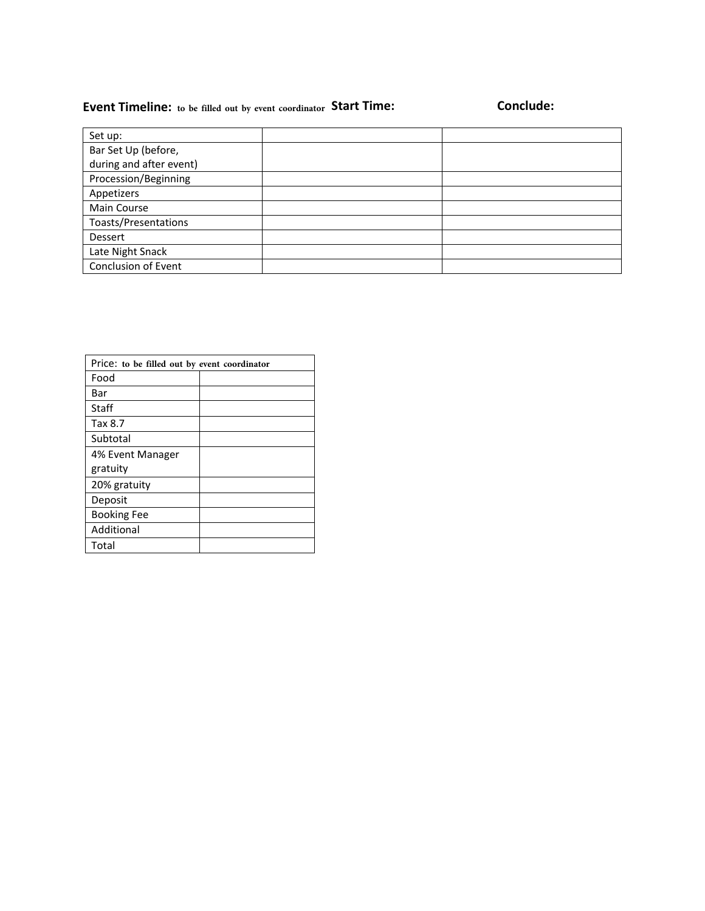**Event Timeline:** to be filled out by event coordinator **Start Time:** **Conclude:**

| Set up: | | |
|---|---|---|
| Bar Set Up (before, during and after event) | | |
| Procession/Beginning | | |
| Appetizers | | |
| Main Course | | |
| Toasts/Presentations | | |
| Dessert | | |
| Late Night Snack | | |
| Conclusion of Event | | |

| Price: to be filled out by event coordinator | |
|---|---|
| Food | |
| Bar | |
| Staff | |
| Tax 8.7 | |
| Subtotal | |
| 4% Event Manager gratuity | |
| 20% gratuity | |
| Deposit | |
| Booking Fee | |
| Additional | |
| Total | |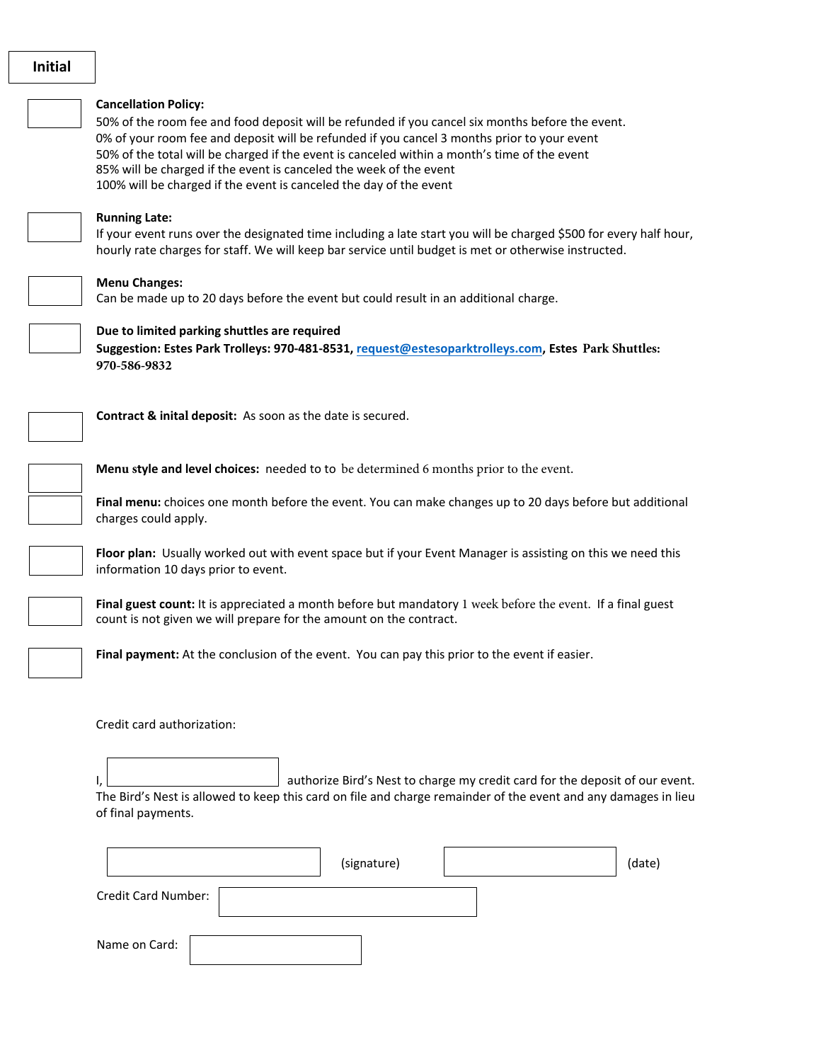**Initial**

**Cancellation Policy:**
50% of the room fee and food deposit will be refunded if you cancel six months before the event.
0% of your room fee and deposit will be refunded if you cancel 3 months prior to your event
50% of the total will be charged if the event is canceled within a month's time of the event
85% will be charged if the event is canceled the week of the event
100% will be charged if the event is canceled the day of the event

**Running Late:**
If your event runs over the designated time including a late start you will be charged $500 for every half hour, hourly rate charges for staff. We will keep bar service until budget is met or otherwise instructed.

**Menu Changes:**
Can be made up to 20 days before the event but could result in an additional charge.

**Due to limited parking shuttles are required**
**Suggestion: Estes Park Trolleys: 970-481-8531, request@estesoparktrolleys.com, Estes Park Shuttles: 970-586-9832**

**Contract & inital deposit:** As soon as the date is secured.

**Menu style and level choices:** needed to to be determined 6 months prior to the event.

**Final menu:** choices one month before the event. You can make changes up to 20 days before but additional charges could apply.

**Floor plan:** Usually worked out with event space but if your Event Manager is assisting on this we need this information 10 days prior to event.

**Final guest count:** It is appreciated a month before but mandatory 1 week before the event. If a final guest count is not given we will prepare for the amount on the contract.

**Final payment:** At the conclusion of the event. You can pay this prior to the event if easier.

Credit card authorization:

I, ____________________ authorize Bird's Nest to charge my credit card for the deposit of our event. The Bird's Nest is allowed to keep this card on file and charge remainder of the event and any damages in lieu of final payments.

____________________ (signature) ____________________ (date)

Credit Card Number: ____________________

Name on Card: ____________________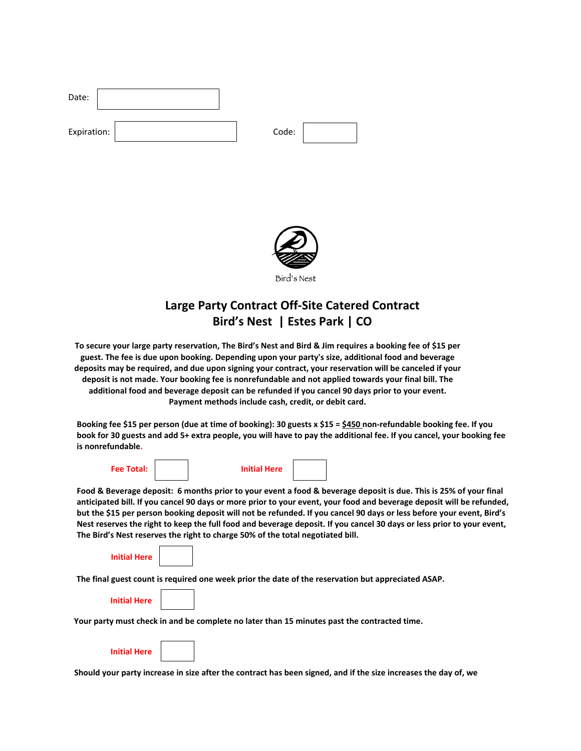Date: 

Expiration: 

Code: 

Bird's Nest

# Large Party Contract Off-Site Catered Contract
## Bird's Nest | Estes Park | CO

**To secure your large party reservation, The Bird's Nest and Bird & Jim requires a booking fee of $15 per guest. The fee is due upon booking. Depending upon your party's size, additional food and beverage deposits may be required, and due upon signing your contract, your reservation will be canceled if your deposit is not made. Your booking fee is nonrefundable and not applied towards your final bill. The additional food and beverage deposit can be refunded if you cancel 90 days prior to your event. Payment methods include cash, credit, or debit card.**

**Booking fee $15 per person (due at time of booking): 30 guests x $15 = $450 non-refundable booking fee. If you book for 30 guests and add 5+ extra people, you will have to pay the additional fee. If you cancel, your booking fee is nonrefundable.**

**Fee Total:** 　　 **Initial Here** 

**Food & Beverage deposit: 6 months prior to your event a food & beverage deposit is due. This is 25% of your final anticipated bill. If you cancel 90 days or more prior to your event, your food and beverage deposit will be refunded, but the $15 per person booking deposit will not be refunded. If you cancel 90 days or less before your event, Bird's Nest reserves the right to keep the full food and beverage deposit. If you cancel 30 days or less prior to your event, The Bird's Nest reserves the right to charge 50% of the total negotiated bill.**

**Initial Here** 

**The final guest count is required one week prior the date of the reservation but appreciated ASAP.**

**Initial Here** 

**Your party must check in and be complete no later than 15 minutes past the contracted time.**

**Initial Here** 

**Should your party increase in size after the contract has been signed, and if the size increases the day of, we**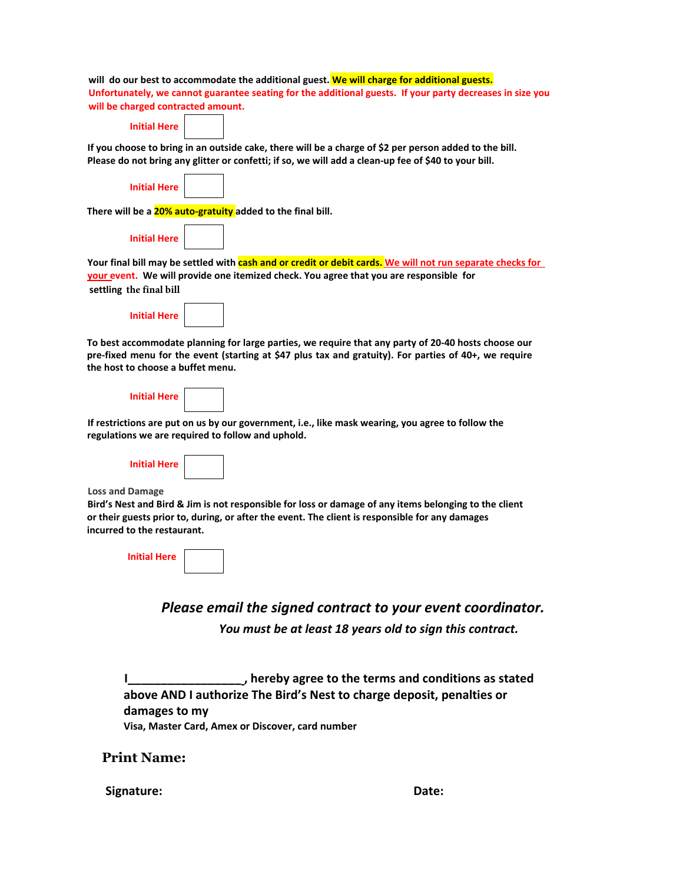will do our best to accommodate the additional guest. **We will charge for additional guests.** **Unfortunately, we cannot guarantee seating for the additional guests. If your party decreases in size you will be charged contracted amount.**

**Initial Here** ☐

**If you choose to bring in an outside cake, there will be a charge of $2 per person added to the bill. Please do not bring any glitter or confetti; if so, we will add a clean-up fee of $40 to your bill.**

**Initial Here** ☐

**There will be a 20% auto-gratuity added to the final bill.**

**Initial Here** ☐

**Your final bill may be settled with cash and or credit or debit cards. We will not run separate checks for your event. We will provide one itemized check. You agree that you are responsible for settling the final bill**

**Initial Here** ☐

**To best accommodate planning for large parties, we require that any party of 20-40 hosts choose our pre-fixed menu for the event (starting at $47 plus tax and gratuity). For parties of 40+, we require the host to choose a buffet menu.**

**Initial Here** ☐

**If restrictions are put on us by our government, i.e., like mask wearing, you agree to follow the regulations we are required to follow and uphold.**

**Initial Here** ☐

**Loss and Damage**

**Bird's Nest and Bird & Jim is not responsible for loss or damage of any items belonging to the client or their guests prior to, during, or after the event. The client is responsible for any damages incurred to the restaurant.**

**Initial Here** ☐

***Please email the signed contract to your event coordinator.***

***You must be at least 18 years old to sign this contract.***

**I_________________, hereby agree to the terms and conditions as stated above AND I authorize The Bird's Nest to charge deposit, penalties or damages to my**

**Visa, Master Card, Amex or Discover, card number**

**Print Name:**

**Signature:** **Date:**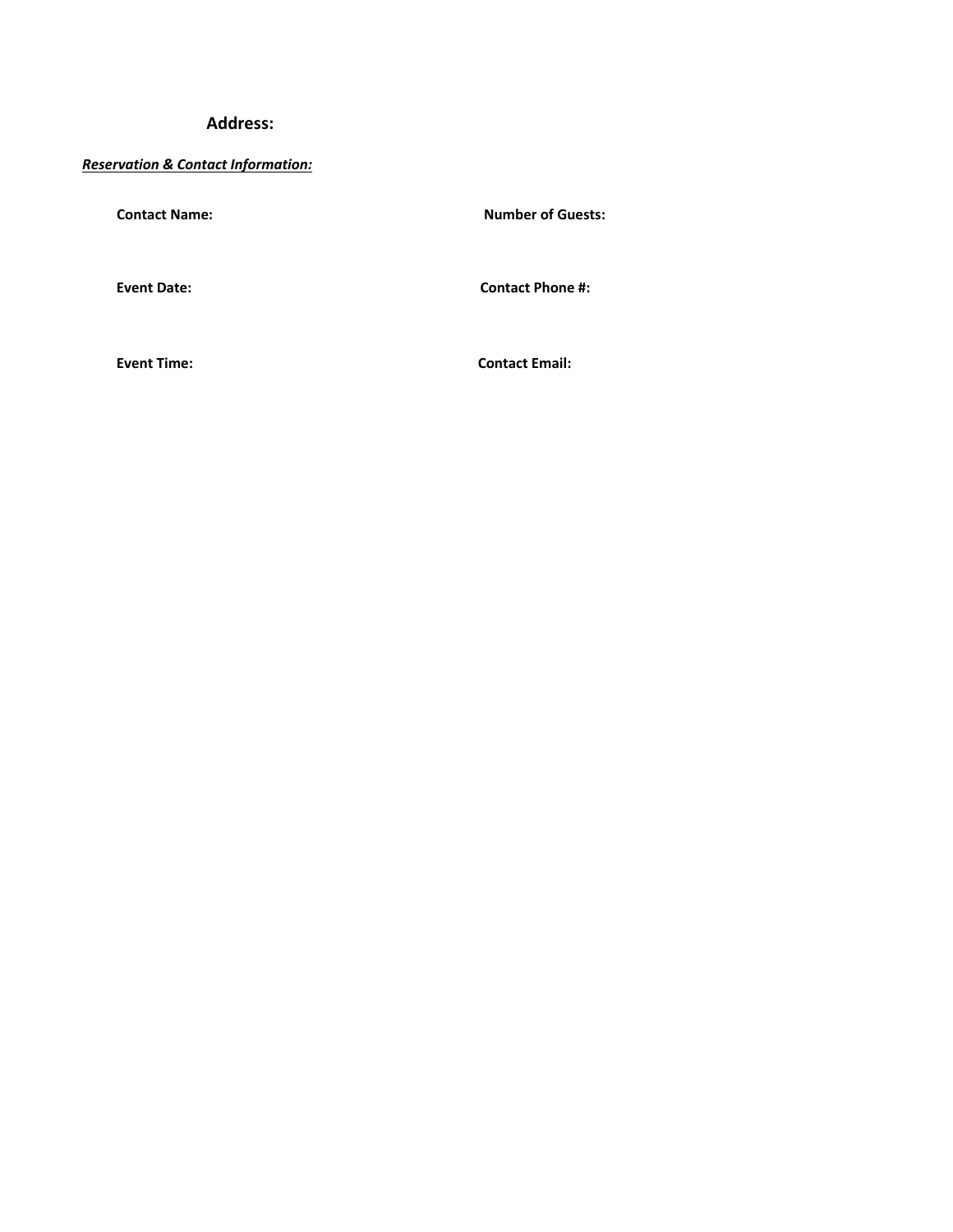**Address:**

***Reservation & Contact Information:***

**Contact Name:**

**Number of Guests:**

**Event Date:**

**Contact Phone #:**

**Event Time:**

**Contact Email:**